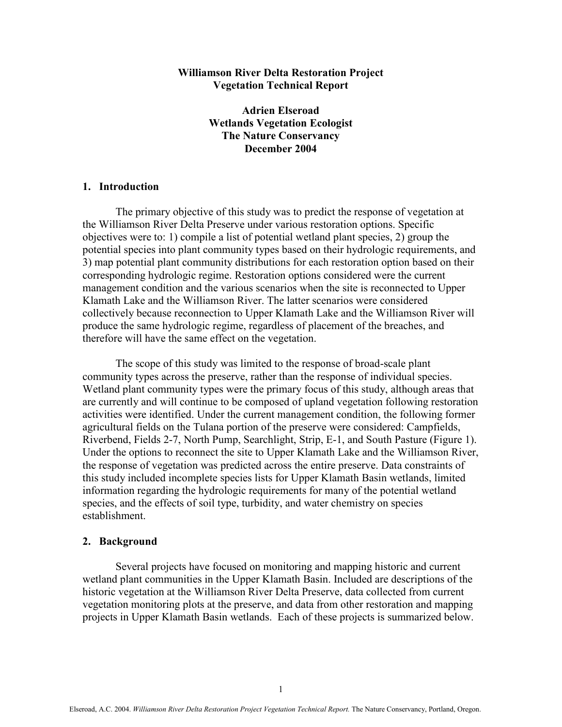# Williamson River Delta Restoration Project
# Vegetation Technical Report

**Adrien Elseroad**
**Wetlands Vegetation Ecologist**
**The Nature Conservancy**
**December 2004**

## 1. Introduction

The primary objective of this study was to predict the response of vegetation at the Williamson River Delta Preserve under various restoration options. Specific objectives were to: 1) compile a list of potential wetland plant species, 2) group the potential species into plant community types based on their hydrologic requirements, and 3) map potential plant community distributions for each restoration option based on their corresponding hydrologic regime. Restoration options considered were the current management condition and the various scenarios when the site is reconnected to Upper Klamath Lake and the Williamson River. The latter scenarios were considered collectively because reconnection to Upper Klamath Lake and the Williamson River will produce the same hydrologic regime, regardless of placement of the breaches, and therefore will have the same effect on the vegetation.

The scope of this study was limited to the response of broad-scale plant community types across the preserve, rather than the response of individual species. Wetland plant community types were the primary focus of this study, although areas that are currently and will continue to be composed of upland vegetation following restoration activities were identified. Under the current management condition, the following former agricultural fields on the Tulana portion of the preserve were considered: Campfields, Riverbend, Fields 2-7, North Pump, Searchlight, Strip, E-1, and South Pasture (Figure 1). Under the options to reconnect the site to Upper Klamath Lake and the Williamson River, the response of vegetation was predicted across the entire preserve. Data constraints of this study included incomplete species lists for Upper Klamath Basin wetlands, limited information regarding the hydrologic requirements for many of the potential wetland species, and the effects of soil type, turbidity, and water chemistry on species establishment.

## 2. Background

Several projects have focused on monitoring and mapping historic and current wetland plant communities in the Upper Klamath Basin. Included are descriptions of the historic vegetation at the Williamson River Delta Preserve, data collected from current vegetation monitoring plots at the preserve, and data from other restoration and mapping projects in Upper Klamath Basin wetlands. Each of these projects is summarized below.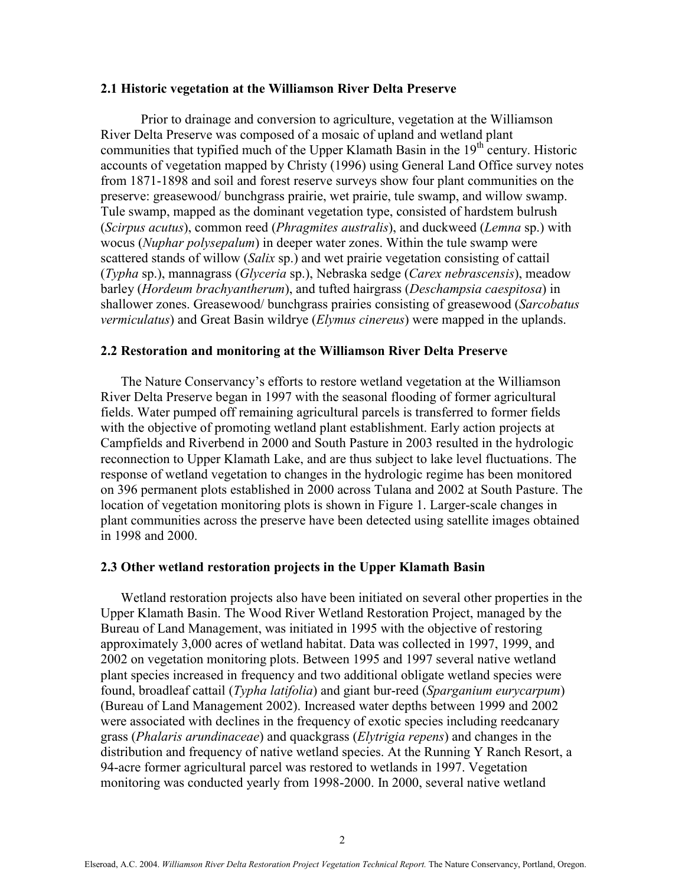### 2.1 Historic vegetation at the Williamson River Delta Preserve

Prior to drainage and conversion to agriculture, vegetation at the Williamson River Delta Preserve was composed of a mosaic of upland and wetland plant communities that typified much of the Upper Klamath Basin in the 19th century. Historic accounts of vegetation mapped by Christy (1996) using General Land Office survey notes from 1871-1898 and soil and forest reserve surveys show four plant communities on the preserve: greasewood/ bunchgrass prairie, wet prairie, tule swamp, and willow swamp. Tule swamp, mapped as the dominant vegetation type, consisted of hardstem bulrush (*Scirpus acutus*), common reed (*Phragmites australis*), and duckweed (*Lemna* sp.) with wocus (*Nuphar polysepalum*) in deeper water zones. Within the tule swamp were scattered stands of willow (*Salix* sp.) and wet prairie vegetation consisting of cattail (*Typha* sp.), mannagrass (*Glyceria* sp.), Nebraska sedge (*Carex nebrascensis*), meadow barley (*Hordeum brachyantherum*), and tufted hairgrass (*Deschampsia caespitosa*) in shallower zones. Greasewood/ bunchgrass prairies consisting of greasewood (*Sarcobatus vermiculatus*) and Great Basin wildrye (*Elymus cinereus*) were mapped in the uplands.

### 2.2 Restoration and monitoring at the Williamson River Delta Preserve

The Nature Conservancy's efforts to restore wetland vegetation at the Williamson River Delta Preserve began in 1997 with the seasonal flooding of former agricultural fields. Water pumped off remaining agricultural parcels is transferred to former fields with the objective of promoting wetland plant establishment. Early action projects at Campfields and Riverbend in 2000 and South Pasture in 2003 resulted in the hydrologic reconnection to Upper Klamath Lake, and are thus subject to lake level fluctuations. The response of wetland vegetation to changes in the hydrologic regime has been monitored on 396 permanent plots established in 2000 across Tulana and 2002 at South Pasture. The location of vegetation monitoring plots is shown in Figure 1. Larger-scale changes in plant communities across the preserve have been detected using satellite images obtained in 1998 and 2000.

### 2.3 Other wetland restoration projects in the Upper Klamath Basin

Wetland restoration projects also have been initiated on several other properties in the Upper Klamath Basin. The Wood River Wetland Restoration Project, managed by the Bureau of Land Management, was initiated in 1995 with the objective of restoring approximately 3,000 acres of wetland habitat. Data was collected in 1997, 1999, and 2002 on vegetation monitoring plots. Between 1995 and 1997 several native wetland plant species increased in frequency and two additional obligate wetland species were found, broadleaf cattail (*Typha latifolia*) and giant bur-reed (*Sparganium eurycarpum*) (Bureau of Land Management 2002). Increased water depths between 1999 and 2002 were associated with declines in the frequency of exotic species including reedcanary grass (*Phalaris arundinaceae*) and quackgrass (*Elytrigia repens*) and changes in the distribution and frequency of native wetland species. At the Running Y Ranch Resort, a 94-acre former agricultural parcel was restored to wetlands in 1997. Vegetation monitoring was conducted yearly from 1998-2000. In 2000, several native wetland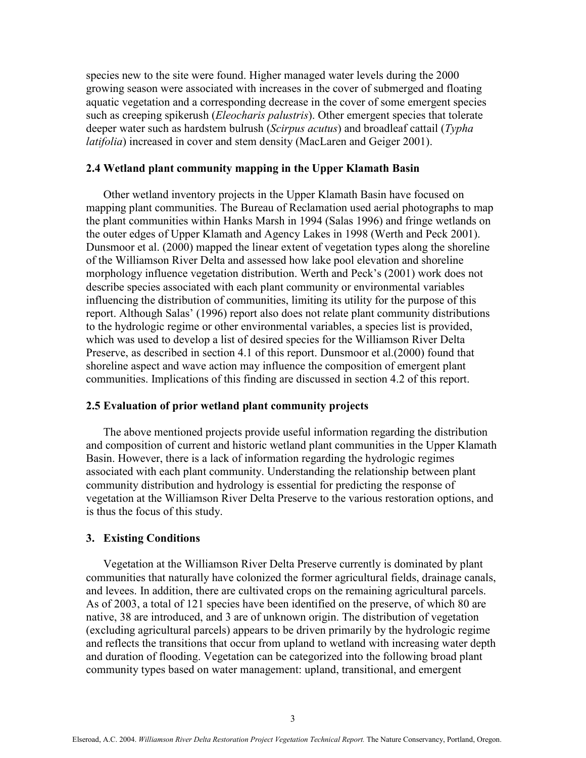species new to the site were found. Higher managed water levels during the 2000 growing season were associated with increases in the cover of submerged and floating aquatic vegetation and a corresponding decrease in the cover of some emergent species such as creeping spikerush (*Eleocharis palustris*). Other emergent species that tolerate deeper water such as hardstem bulrush (*Scirpus acutus*) and broadleaf cattail (*Typha latifolia*) increased in cover and stem density (MacLaren and Geiger 2001).

### 2.4 Wetland plant community mapping in the Upper Klamath Basin

Other wetland inventory projects in the Upper Klamath Basin have focused on mapping plant communities. The Bureau of Reclamation used aerial photographs to map the plant communities within Hanks Marsh in 1994 (Salas 1996) and fringe wetlands on the outer edges of Upper Klamath and Agency Lakes in 1998 (Werth and Peck 2001). Dunsmoor et al. (2000) mapped the linear extent of vegetation types along the shoreline of the Williamson River Delta and assessed how lake pool elevation and shoreline morphology influence vegetation distribution. Werth and Peck's (2001) work does not describe species associated with each plant community or environmental variables influencing the distribution of communities, limiting its utility for the purpose of this report. Although Salas' (1996) report also does not relate plant community distributions to the hydrologic regime or other environmental variables, a species list is provided, which was used to develop a list of desired species for the Williamson River Delta Preserve, as described in section 4.1 of this report. Dunsmoor et al.(2000) found that shoreline aspect and wave action may influence the composition of emergent plant communities. Implications of this finding are discussed in section 4.2 of this report.

### 2.5 Evaluation of prior wetland plant community projects

The above mentioned projects provide useful information regarding the distribution and composition of current and historic wetland plant communities in the Upper Klamath Basin. However, there is a lack of information regarding the hydrologic regimes associated with each plant community. Understanding the relationship between plant community distribution and hydrology is essential for predicting the response of vegetation at the Williamson River Delta Preserve to the various restoration options, and is thus the focus of this study.

## 3. Existing Conditions

Vegetation at the Williamson River Delta Preserve currently is dominated by plant communities that naturally have colonized the former agricultural fields, drainage canals, and levees. In addition, there are cultivated crops on the remaining agricultural parcels. As of 2003, a total of 121 species have been identified on the preserve, of which 80 are native, 38 are introduced, and 3 are of unknown origin. The distribution of vegetation (excluding agricultural parcels) appears to be driven primarily by the hydrologic regime and reflects the transitions that occur from upland to wetland with increasing water depth and duration of flooding. Vegetation can be categorized into the following broad plant community types based on water management: upland, transitional, and emergent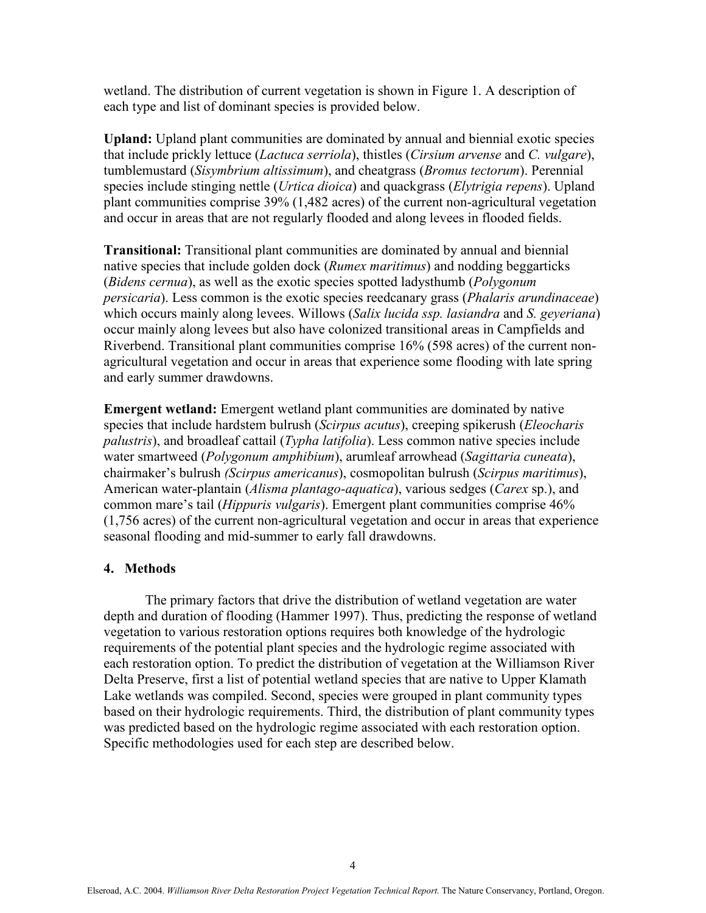wetland. The distribution of current vegetation is shown in Figure 1. A description of each type and list of dominant species is provided below.

**Upland:** Upland plant communities are dominated by annual and biennial exotic species that include prickly lettuce (*Lactuca serriola*), thistles (*Cirsium arvense* and *C. vulgare*), tumblemustard (*Sisymbrium altissimum*), and cheatgrass (*Bromus tectorum*). Perennial species include stinging nettle (*Urtica dioica*) and quackgrass (*Elytrigia repens*). Upland plant communities comprise 39% (1,482 acres) of the current non-agricultural vegetation and occur in areas that are not regularly flooded and along levees in flooded fields.

**Transitional:** Transitional plant communities are dominated by annual and biennial native species that include golden dock (*Rumex maritimus*) and nodding beggarticks (*Bidens cernua*), as well as the exotic species spotted ladysthumb (*Polygonum persicaria*). Less common is the exotic species reedcanary grass (*Phalaris arundinaceae*) which occurs mainly along levees. Willows (*Salix lucida ssp. lasiandra* and *S. geyeriana*) occur mainly along levees but also have colonized transitional areas in Campfields and Riverbend. Transitional plant communities comprise 16% (598 acres) of the current non-agricultural vegetation and occur in areas that experience some flooding with late spring and early summer drawdowns.

**Emergent wetland:** Emergent wetland plant communities are dominated by native species that include hardstem bulrush (*Scirpus acutus*), creeping spikerush (*Eleocharis palustris*), and broadleaf cattail (*Typha latifolia*). Less common native species include water smartweed (*Polygonum amphibium*), arumleaf arrowhead (*Sagittaria cuneata*), chairmaker's bulrush *(Scirpus americanus*), cosmopolitan bulrush (*Scirpus maritimus*), American water-plantain (*Alisma plantago-aquatica*), various sedges (*Carex* sp.), and common mare's tail (*Hippuris vulgaris*). Emergent plant communities comprise 46% (1,756 acres) of the current non-agricultural vegetation and occur in areas that experience seasonal flooding and mid-summer to early fall drawdowns.

## 4. Methods

The primary factors that drive the distribution of wetland vegetation are water depth and duration of flooding (Hammer 1997). Thus, predicting the response of wetland vegetation to various restoration options requires both knowledge of the hydrologic requirements of the potential plant species and the hydrologic regime associated with each restoration option. To predict the distribution of vegetation at the Williamson River Delta Preserve, first a list of potential wetland species that are native to Upper Klamath Lake wetlands was compiled. Second, species were grouped in plant community types based on their hydrologic requirements. Third, the distribution of plant community types was predicted based on the hydrologic regime associated with each restoration option. Specific methodologies used for each step are described below.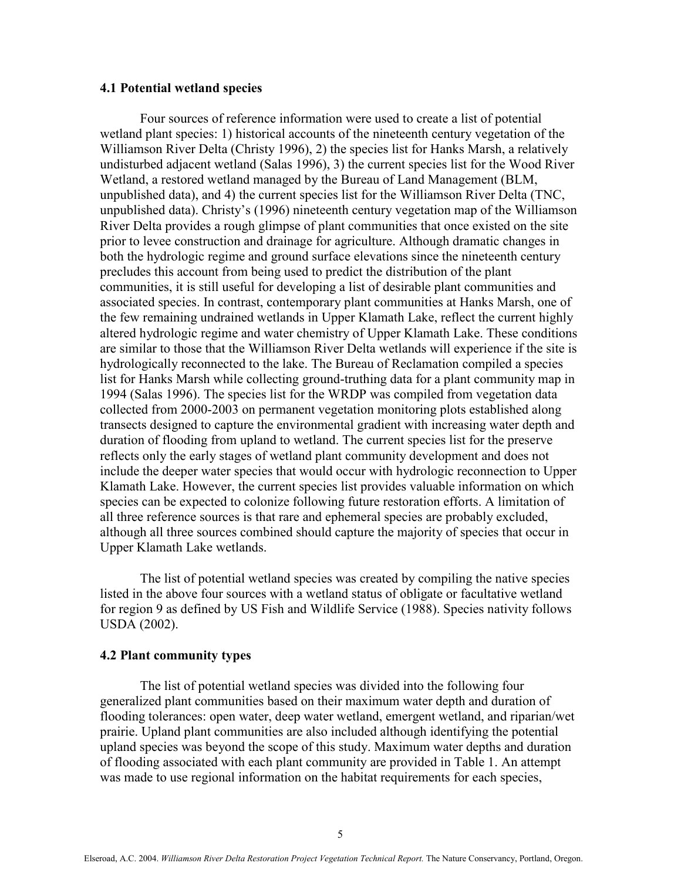### 4.1 Potential wetland species

Four sources of reference information were used to create a list of potential wetland plant species: 1) historical accounts of the nineteenth century vegetation of the Williamson River Delta (Christy 1996), 2) the species list for Hanks Marsh, a relatively undisturbed adjacent wetland (Salas 1996), 3) the current species list for the Wood River Wetland, a restored wetland managed by the Bureau of Land Management (BLM, unpublished data), and 4) the current species list for the Williamson River Delta (TNC, unpublished data). Christy's (1996) nineteenth century vegetation map of the Williamson River Delta provides a rough glimpse of plant communities that once existed on the site prior to levee construction and drainage for agriculture. Although dramatic changes in both the hydrologic regime and ground surface elevations since the nineteenth century precludes this account from being used to predict the distribution of the plant communities, it is still useful for developing a list of desirable plant communities and associated species. In contrast, contemporary plant communities at Hanks Marsh, one of the few remaining undrained wetlands in Upper Klamath Lake, reflect the current highly altered hydrologic regime and water chemistry of Upper Klamath Lake. These conditions are similar to those that the Williamson River Delta wetlands will experience if the site is hydrologically reconnected to the lake. The Bureau of Reclamation compiled a species list for Hanks Marsh while collecting ground-truthing data for a plant community map in 1994 (Salas 1996). The species list for the WRDP was compiled from vegetation data collected from 2000-2003 on permanent vegetation monitoring plots established along transects designed to capture the environmental gradient with increasing water depth and duration of flooding from upland to wetland. The current species list for the preserve reflects only the early stages of wetland plant community development and does not include the deeper water species that would occur with hydrologic reconnection to Upper Klamath Lake. However, the current species list provides valuable information on which species can be expected to colonize following future restoration efforts. A limitation of all three reference sources is that rare and ephemeral species are probably excluded, although all three sources combined should capture the majority of species that occur in Upper Klamath Lake wetlands.

The list of potential wetland species was created by compiling the native species listed in the above four sources with a wetland status of obligate or facultative wetland for region 9 as defined by US Fish and Wildlife Service (1988). Species nativity follows USDA (2002).

### 4.2 Plant community types

The list of potential wetland species was divided into the following four generalized plant communities based on their maximum water depth and duration of flooding tolerances: open water, deep water wetland, emergent wetland, and riparian/wet prairie. Upland plant communities are also included although identifying the potential upland species was beyond the scope of this study. Maximum water depths and duration of flooding associated with each plant community are provided in Table 1. An attempt was made to use regional information on the habitat requirements for each species,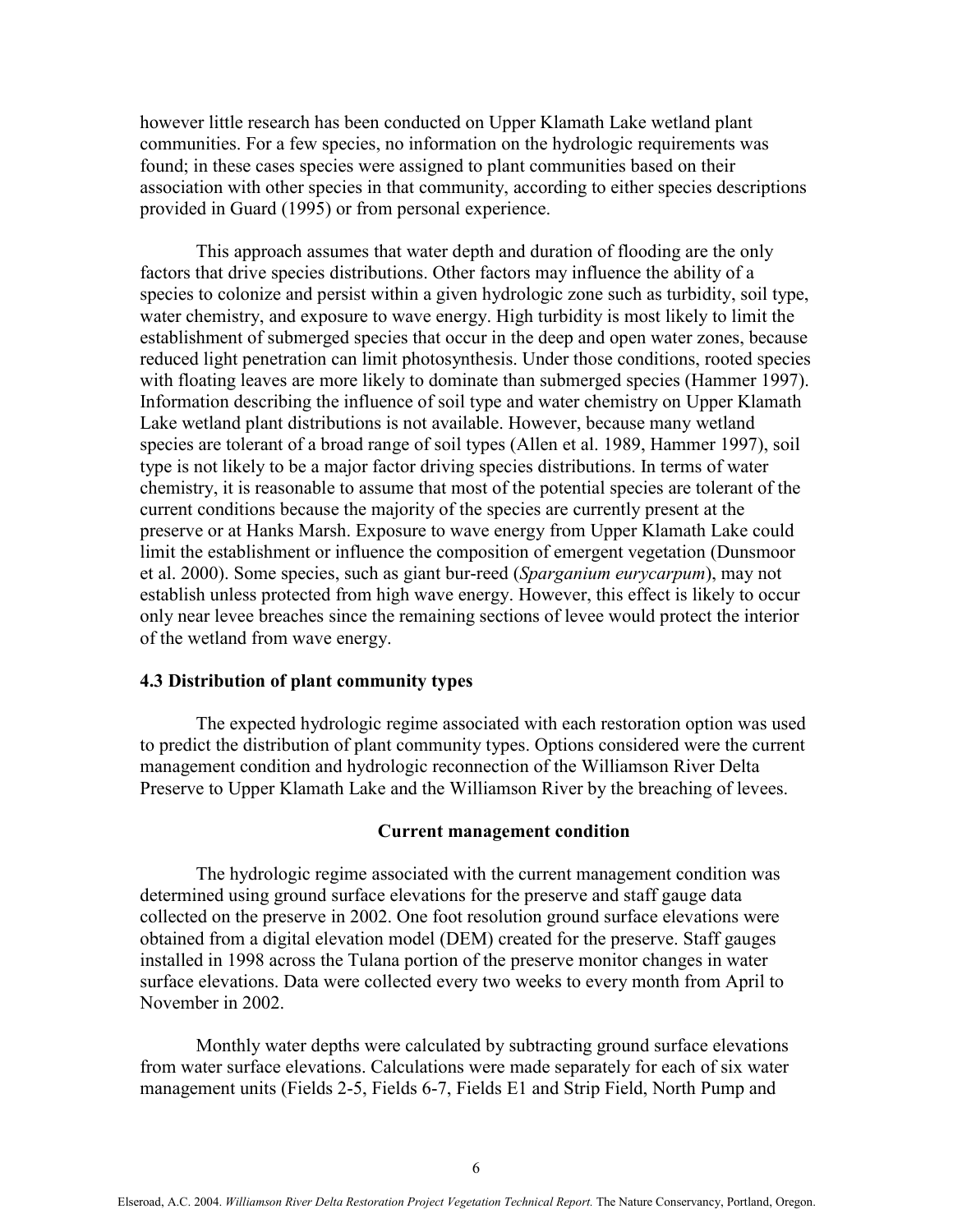however little research has been conducted on Upper Klamath Lake wetland plant communities. For a few species, no information on the hydrologic requirements was found; in these cases species were assigned to plant communities based on their association with other species in that community, according to either species descriptions provided in Guard (1995) or from personal experience.

This approach assumes that water depth and duration of flooding are the only factors that drive species distributions. Other factors may influence the ability of a species to colonize and persist within a given hydrologic zone such as turbidity, soil type, water chemistry, and exposure to wave energy. High turbidity is most likely to limit the establishment of submerged species that occur in the deep and open water zones, because reduced light penetration can limit photosynthesis. Under those conditions, rooted species with floating leaves are more likely to dominate than submerged species (Hammer 1997). Information describing the influence of soil type and water chemistry on Upper Klamath Lake wetland plant distributions is not available. However, because many wetland species are tolerant of a broad range of soil types (Allen et al. 1989, Hammer 1997), soil type is not likely to be a major factor driving species distributions. In terms of water chemistry, it is reasonable to assume that most of the potential species are tolerant of the current conditions because the majority of the species are currently present at the preserve or at Hanks Marsh. Exposure to wave energy from Upper Klamath Lake could limit the establishment or influence the composition of emergent vegetation (Dunsmoor et al. 2000). Some species, such as giant bur-reed (*Sparganium eurycarpum*), may not establish unless protected from high wave energy. However, this effect is likely to occur only near levee breaches since the remaining sections of levee would protect the interior of the wetland from wave energy.

### 4.3 Distribution of plant community types

The expected hydrologic regime associated with each restoration option was used to predict the distribution of plant community types. Options considered were the current management condition and hydrologic reconnection of the Williamson River Delta Preserve to Upper Klamath Lake and the Williamson River by the breaching of levees.

#### Current management condition

The hydrologic regime associated with the current management condition was determined using ground surface elevations for the preserve and staff gauge data collected on the preserve in 2002. One foot resolution ground surface elevations were obtained from a digital elevation model (DEM) created for the preserve. Staff gauges installed in 1998 across the Tulana portion of the preserve monitor changes in water surface elevations. Data were collected every two weeks to every month from April to November in 2002.

Monthly water depths were calculated by subtracting ground surface elevations from water surface elevations. Calculations were made separately for each of six water management units (Fields 2-5, Fields 6-7, Fields E1 and Strip Field, North Pump and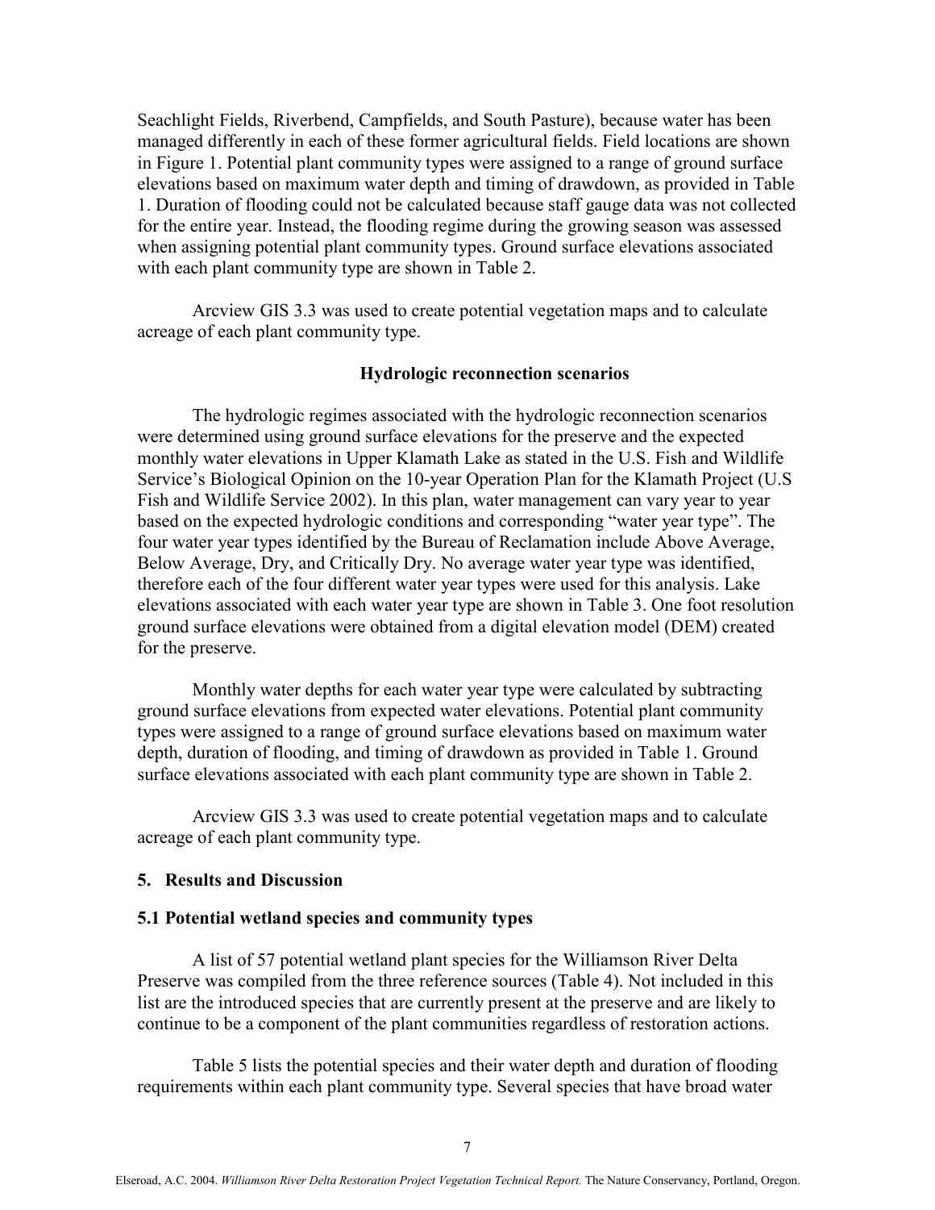Seachlight Fields, Riverbend, Campfields, and South Pasture), because water has been managed differently in each of these former agricultural fields. Field locations are shown in Figure 1. Potential plant community types were assigned to a range of ground surface elevations based on maximum water depth and timing of drawdown, as provided in Table 1. Duration of flooding could not be calculated because staff gauge data was not collected for the entire year. Instead, the flooding regime during the growing season was assessed when assigning potential plant community types. Ground surface elevations associated with each plant community type are shown in Table 2.

Arcview GIS 3.3 was used to create potential vegetation maps and to calculate acreage of each plant community type.

### Hydrologic reconnection scenarios

The hydrologic regimes associated with the hydrologic reconnection scenarios were determined using ground surface elevations for the preserve and the expected monthly water elevations in Upper Klamath Lake as stated in the U.S. Fish and Wildlife Service's Biological Opinion on the 10-year Operation Plan for the Klamath Project (U.S Fish and Wildlife Service 2002). In this plan, water management can vary year to year based on the expected hydrologic conditions and corresponding "water year type". The four water year types identified by the Bureau of Reclamation include Above Average, Below Average, Dry, and Critically Dry. No average water year type was identified, therefore each of the four different water year types were used for this analysis. Lake elevations associated with each water year type are shown in Table 3. One foot resolution ground surface elevations were obtained from a digital elevation model (DEM) created for the preserve.

Monthly water depths for each water year type were calculated by subtracting ground surface elevations from expected water elevations. Potential plant community types were assigned to a range of ground surface elevations based on maximum water depth, duration of flooding, and timing of drawdown as provided in Table 1. Ground surface elevations associated with each plant community type are shown in Table 2.

Arcview GIS 3.3 was used to create potential vegetation maps and to calculate acreage of each plant community type.

## 5. Results and Discussion

### 5.1 Potential wetland species and community types

A list of 57 potential wetland plant species for the Williamson River Delta Preserve was compiled from the three reference sources (Table 4). Not included in this list are the introduced species that are currently present at the preserve and are likely to continue to be a component of the plant communities regardless of restoration actions.

Table 5 lists the potential species and their water depth and duration of flooding requirements within each plant community type. Several species that have broad water

Elseroad, A.C. 2004. *Williamson River Delta Restoration Project Vegetation Technical Report.* The Nature Conservancy, Portland, Oregon.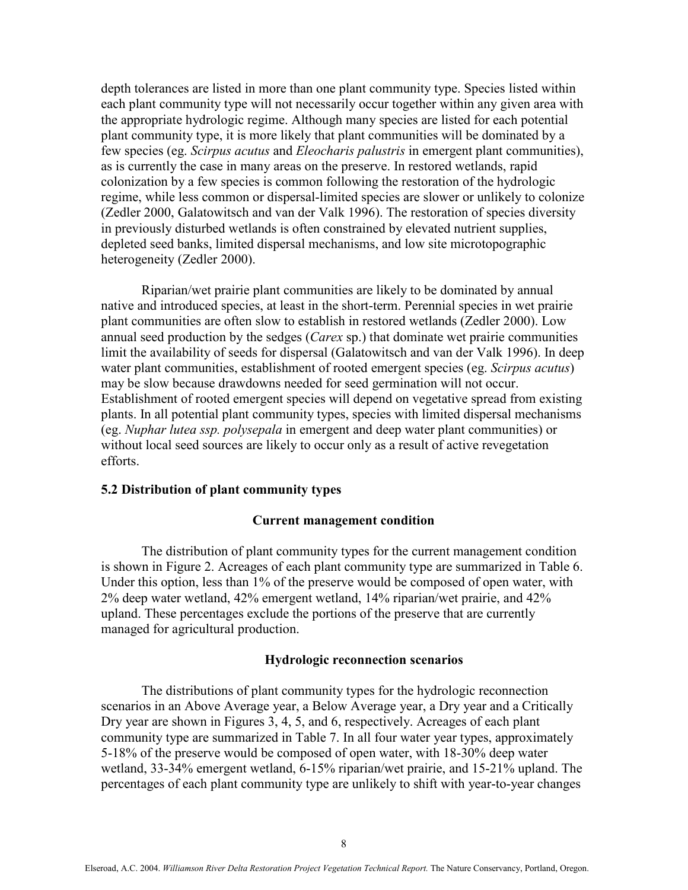depth tolerances are listed in more than one plant community type. Species listed within each plant community type will not necessarily occur together within any given area with the appropriate hydrologic regime. Although many species are listed for each potential plant community type, it is more likely that plant communities will be dominated by a few species (eg. *Scirpus acutus* and *Eleocharis palustris* in emergent plant communities), as is currently the case in many areas on the preserve. In restored wetlands, rapid colonization by a few species is common following the restoration of the hydrologic regime, while less common or dispersal-limited species are slower or unlikely to colonize (Zedler 2000, Galatowitsch and van der Valk 1996). The restoration of species diversity in previously disturbed wetlands is often constrained by elevated nutrient supplies, depleted seed banks, limited dispersal mechanisms, and low site microtopographic heterogeneity (Zedler 2000).

Riparian/wet prairie plant communities are likely to be dominated by annual native and introduced species, at least in the short-term. Perennial species in wet prairie plant communities are often slow to establish in restored wetlands (Zedler 2000). Low annual seed production by the sedges (*Carex* sp.) that dominate wet prairie communities limit the availability of seeds for dispersal (Galatowitsch and van der Valk 1996). In deep water plant communities, establishment of rooted emergent species (eg. *Scirpus acutus*) may be slow because drawdowns needed for seed germination will not occur. Establishment of rooted emergent species will depend on vegetative spread from existing plants. In all potential plant community types, species with limited dispersal mechanisms (eg. *Nuphar lutea ssp. polysepala* in emergent and deep water plant communities) or without local seed sources are likely to occur only as a result of active revegetation efforts.

## 5.2 Distribution of plant community types

### Current management condition

The distribution of plant community types for the current management condition is shown in Figure 2. Acreages of each plant community type are summarized in Table 6. Under this option, less than 1% of the preserve would be composed of open water, with 2% deep water wetland, 42% emergent wetland, 14% riparian/wet prairie, and 42% upland. These percentages exclude the portions of the preserve that are currently managed for agricultural production.

### Hydrologic reconnection scenarios

The distributions of plant community types for the hydrologic reconnection scenarios in an Above Average year, a Below Average year, a Dry year and a Critically Dry year are shown in Figures 3, 4, 5, and 6, respectively. Acreages of each plant community type are summarized in Table 7. In all four water year types, approximately 5-18% of the preserve would be composed of open water, with 18-30% deep water wetland, 33-34% emergent wetland, 6-15% riparian/wet prairie, and 15-21% upland. The percentages of each plant community type are unlikely to shift with year-to-year changes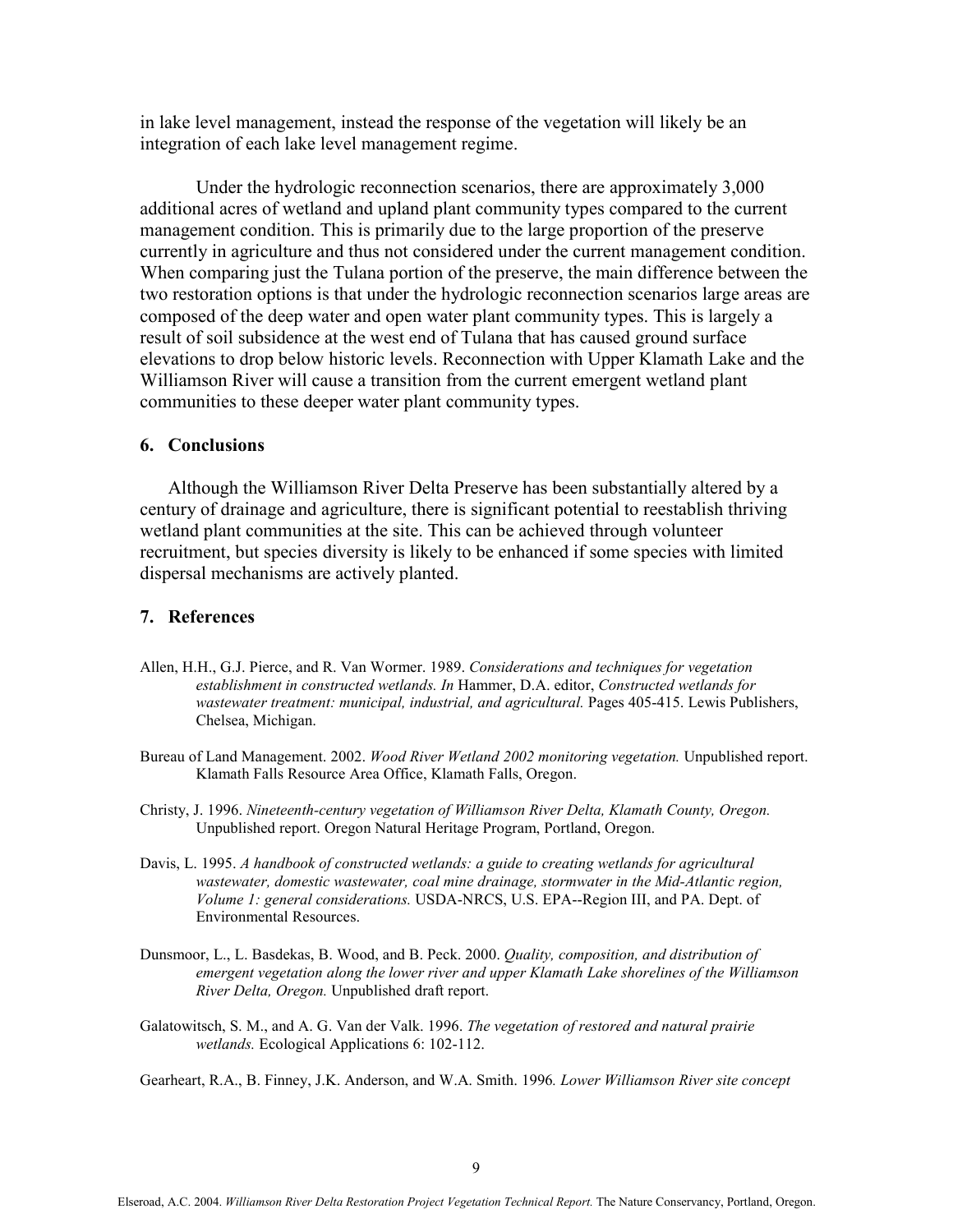in lake level management, instead the response of the vegetation will likely be an integration of each lake level management regime.

Under the hydrologic reconnection scenarios, there are approximately 3,000 additional acres of wetland and upland plant community types compared to the current management condition. This is primarily due to the large proportion of the preserve currently in agriculture and thus not considered under the current management condition. When comparing just the Tulana portion of the preserve, the main difference between the two restoration options is that under the hydrologic reconnection scenarios large areas are composed of the deep water and open water plant community types. This is largely a result of soil subsidence at the west end of Tulana that has caused ground surface elevations to drop below historic levels. Reconnection with Upper Klamath Lake and the Williamson River will cause a transition from the current emergent wetland plant communities to these deeper water plant community types.

## 6. Conclusions

Although the Williamson River Delta Preserve has been substantially altered by a century of drainage and agriculture, there is significant potential to reestablish thriving wetland plant communities at the site. This can be achieved through volunteer recruitment, but species diversity is likely to be enhanced if some species with limited dispersal mechanisms are actively planted.

## 7. References

Allen, H.H., G.J. Pierce, and R. Van Wormer. 1989. *Considerations and techniques for vegetation establishment in constructed wetlands. In* Hammer, D.A. editor, *Constructed wetlands for wastewater treatment: municipal, industrial, and agricultural.* Pages 405-415. Lewis Publishers, Chelsea, Michigan.

Bureau of Land Management. 2002. *Wood River Wetland 2002 monitoring vegetation.* Unpublished report. Klamath Falls Resource Area Office, Klamath Falls, Oregon.

Christy, J. 1996. *Nineteenth-century vegetation of Williamson River Delta, Klamath County, Oregon.* Unpublished report. Oregon Natural Heritage Program, Portland, Oregon.

Davis, L. 1995. *A handbook of constructed wetlands: a guide to creating wetlands for agricultural wastewater, domestic wastewater, coal mine drainage, stormwater in the Mid-Atlantic region, Volume 1: general considerations.* USDA-NRCS, U.S. EPA--Region III, and PA. Dept. of Environmental Resources.

Dunsmoor, L., L. Basdekas, B. Wood, and B. Peck. 2000. *Quality, composition, and distribution of emergent vegetation along the lower river and upper Klamath Lake shorelines of the Williamson River Delta, Oregon.* Unpublished draft report.

Galatowitsch, S. M., and A. G. Van der Valk. 1996. *The vegetation of restored and natural prairie wetlands.* Ecological Applications 6: 102-112.

Gearheart, R.A., B. Finney, J.K. Anderson, and W.A. Smith. 1996. *Lower Williamson River site concept*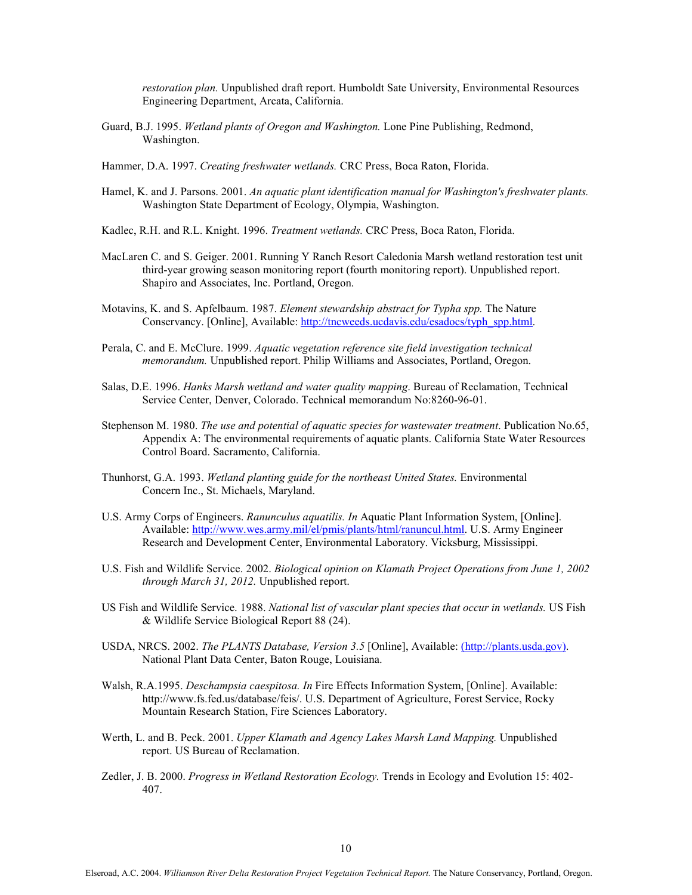*restoration plan.* Unpublished draft report. Humboldt Sate University, Environmental Resources Engineering Department, Arcata, California.

Guard, B.J. 1995. *Wetland plants of Oregon and Washington.* Lone Pine Publishing, Redmond, Washington.

Hammer, D.A. 1997. *Creating freshwater wetlands.* CRC Press, Boca Raton, Florida.

Hamel, K. and J. Parsons. 2001. *An aquatic plant identification manual for Washington's freshwater plants.* Washington State Department of Ecology, Olympia, Washington.

Kadlec, R.H. and R.L. Knight. 1996. *Treatment wetlands.* CRC Press, Boca Raton, Florida.

MacLaren C. and S. Geiger. 2001. Running Y Ranch Resort Caledonia Marsh wetland restoration test unit third-year growing season monitoring report (fourth monitoring report). Unpublished report. Shapiro and Associates, Inc. Portland, Oregon.

Motavins, K. and S. Apfelbaum. 1987. *Element stewardship abstract for Typha spp.* The Nature Conservancy. [Online], Available: http://tncweeds.ucdavis.edu/esadocs/typh_spp.html.

Perala, C. and E. McClure. 1999. *Aquatic vegetation reference site field investigation technical memorandum.* Unpublished report. Philip Williams and Associates, Portland, Oregon.

Salas, D.E. 1996. *Hanks Marsh wetland and water quality mapping*. Bureau of Reclamation, Technical Service Center, Denver, Colorado. Technical memorandum No:8260-96-01.

Stephenson M. 1980. *The use and potential of aquatic species for wastewater treatment*. Publication No.65, Appendix A: The environmental requirements of aquatic plants. California State Water Resources Control Board. Sacramento, California.

Thunhorst, G.A. 1993. *Wetland planting guide for the northeast United States.* Environmental Concern Inc., St. Michaels, Maryland.

U.S. Army Corps of Engineers. *Ranunculus aquatilis. In* Aquatic Plant Information System, [Online]. Available: http://www.wes.army.mil/el/pmis/plants/html/ranuncul.html. U.S. Army Engineer Research and Development Center, Environmental Laboratory. Vicksburg, Mississippi.

U.S. Fish and Wildlife Service. 2002. *Biological opinion on Klamath Project Operations from June 1, 2002 through March 31, 2012.* Unpublished report.

US Fish and Wildlife Service. 1988. *National list of vascular plant species that occur in wetlands.* US Fish & Wildlife Service Biological Report 88 (24).

USDA, NRCS. 2002. *The PLANTS Database, Version 3.5* [Online], Available: (http://plants.usda.gov). National Plant Data Center, Baton Rouge, Louisiana.

Walsh, R.A.1995. *Deschampsia caespitosa. In* Fire Effects Information System, [Online]. Available: http://www.fs.fed.us/database/feis/. U.S. Department of Agriculture, Forest Service, Rocky Mountain Research Station, Fire Sciences Laboratory.

Werth, L. and B. Peck. 2001. *Upper Klamath and Agency Lakes Marsh Land Mapping.* Unpublished report. US Bureau of Reclamation.

Zedler, J. B. 2000. *Progress in Wetland Restoration Ecology.* Trends in Ecology and Evolution 15: 402-407.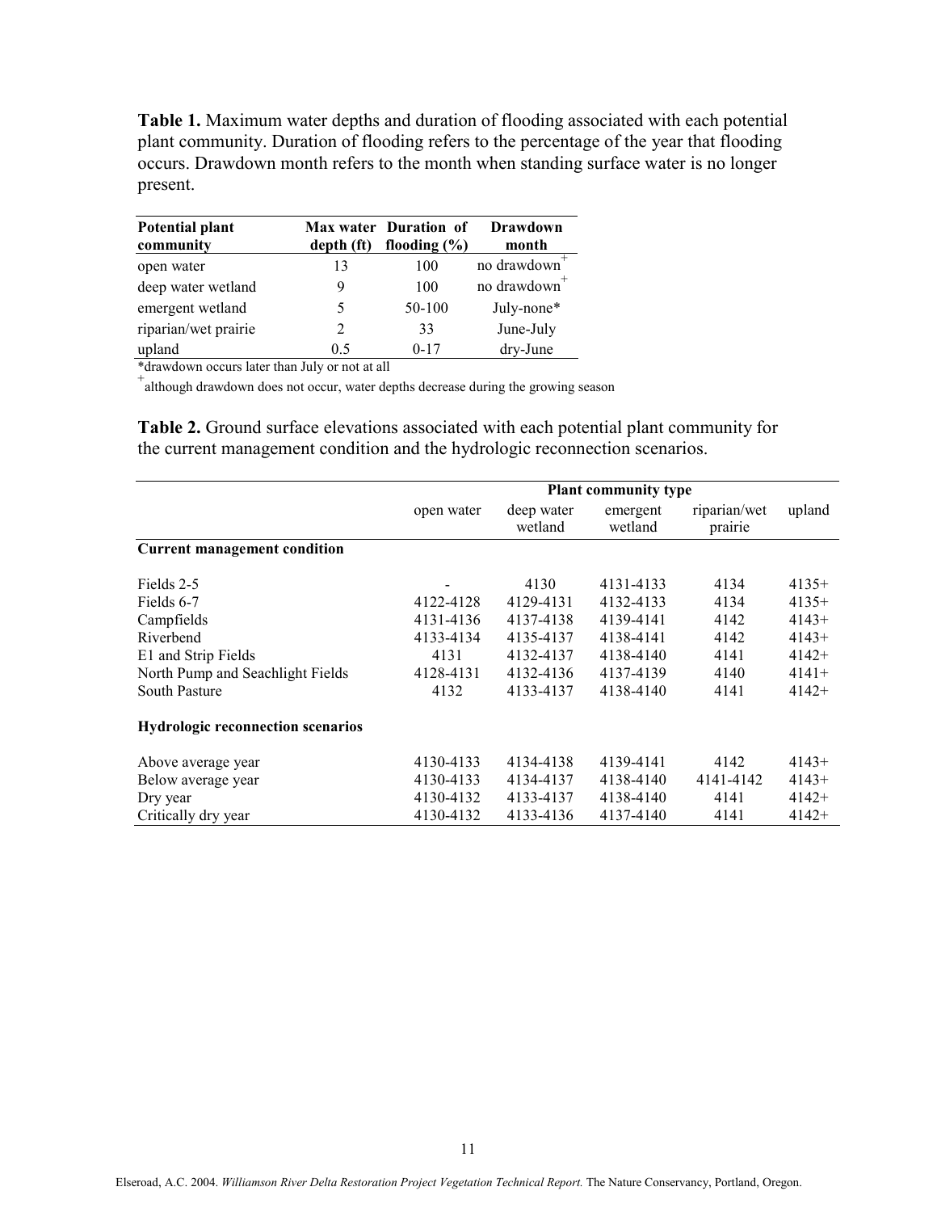**Table 1.** Maximum water depths and duration of flooding associated with each potential plant community. Duration of flooding refers to the percentage of the year that flooding occurs. Drawdown month refers to the month when standing surface water is no longer present.

| Potential plant community | Max water depth (ft) | Duration of flooding (%) | Drawdown month |
|---|---|---|---|
| open water | 13 | 100 | no drawdown+ |
| deep water wetland | 9 | 100 | no drawdown+ |
| emergent wetland | 5 | 50-100 | July-none* |
| riparian/wet prairie | 2 | 33 | June-July |
| upland | 0.5 | 0-17 | dry-June |

*drawdown occurs later than July or not at all

+although drawdown does not occur, water depths decrease during the growing season

**Table 2.** Ground surface elevations associated with each potential plant community for the current management condition and the hydrologic reconnection scenarios.

| | Plant community type | | | | |
|---|---|---|---|---|---|
| | open water | deep water wetland | emergent wetland | riparian/wet prairie | upland |
| **Current management condition** | | | | | |
| Fields 2-5 | - | 4130 | 4131-4133 | 4134 | 4135+ |
| Fields 6-7 | 4122-4128 | 4129-4131 | 4132-4133 | 4134 | 4135+ |
| Campfields | 4131-4136 | 4137-4138 | 4139-4141 | 4142 | 4143+ |
| Riverbend | 4133-4134 | 4135-4137 | 4138-4141 | 4142 | 4143+ |
| E1 and Strip Fields | 4131 | 4132-4137 | 4138-4140 | 4141 | 4142+ |
| North Pump and Seachlight Fields | 4128-4131 | 4132-4136 | 4137-4139 | 4140 | 4141+ |
| South Pasture | 4132 | 4133-4137 | 4138-4140 | 4141 | 4142+ |
| **Hydrologic reconnection scenarios** | | | | | |
| Above average year | 4130-4133 | 4134-4138 | 4139-4141 | 4142 | 4143+ |
| Below average year | 4130-4133 | 4134-4137 | 4138-4140 | 4141-4142 | 4143+ |
| Dry year | 4130-4132 | 4133-4137 | 4138-4140 | 4141 | 4142+ |
| Critically dry year | 4130-4132 | 4133-4136 | 4137-4140 | 4141 | 4142+ |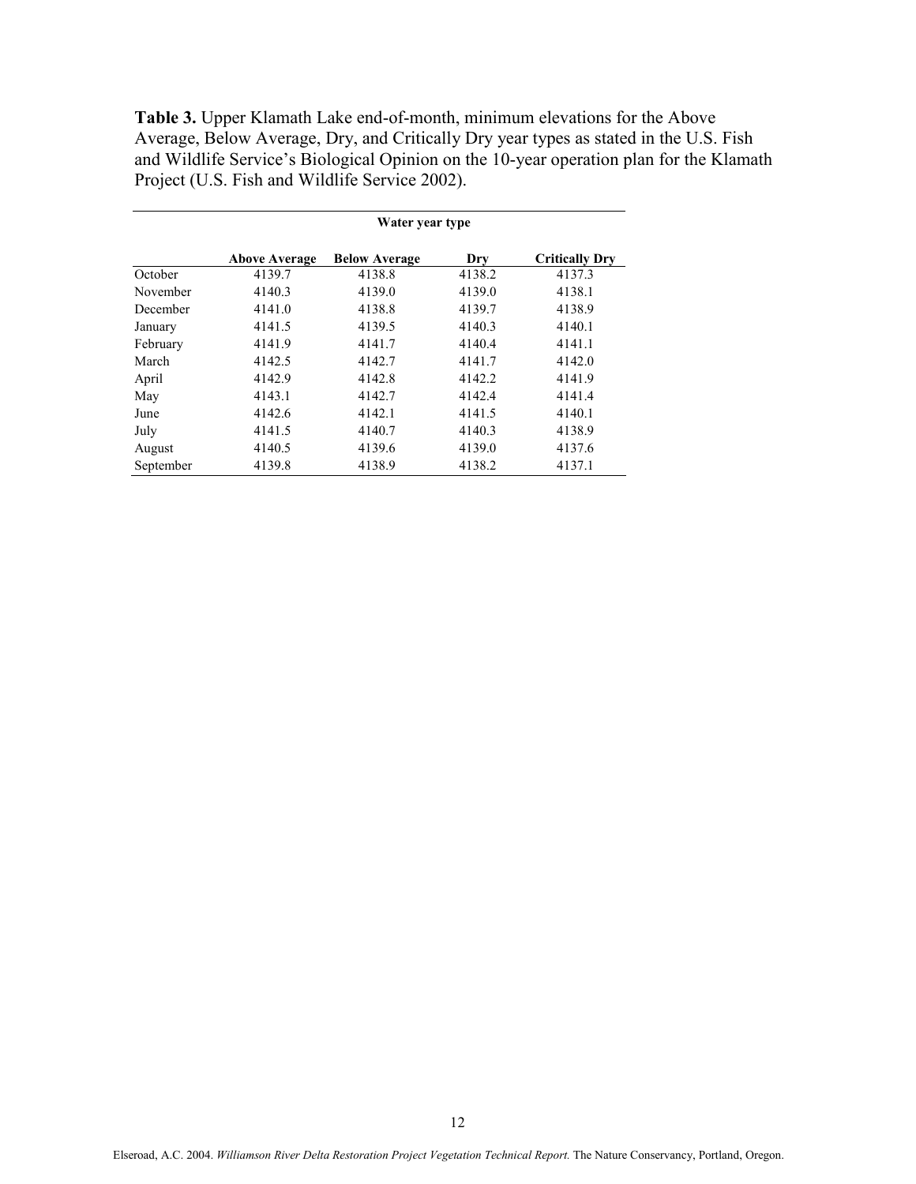**Table 3.** Upper Klamath Lake end-of-month, minimum elevations for the Above Average, Below Average, Dry, and Critically Dry year types as stated in the U.S. Fish and Wildlife Service's Biological Opinion on the 10-year operation plan for the Klamath Project (U.S. Fish and Wildlife Service 2002).

| | Water year type | | | |
|---|---|---|---|---|
| | **Above Average** | **Below Average** | **Dry** | **Critically Dry** |
| October | 4139.7 | 4138.8 | 4138.2 | 4137.3 |
| November | 4140.3 | 4139.0 | 4139.0 | 4138.1 |
| December | 4141.0 | 4138.8 | 4139.7 | 4138.9 |
| January | 4141.5 | 4139.5 | 4140.3 | 4140.1 |
| February | 4141.9 | 4141.7 | 4140.4 | 4141.1 |
| March | 4142.5 | 4142.7 | 4141.7 | 4142.0 |
| April | 4142.9 | 4142.8 | 4142.2 | 4141.9 |
| May | 4143.1 | 4142.7 | 4142.4 | 4141.4 |
| June | 4142.6 | 4142.1 | 4141.5 | 4140.1 |
| July | 4141.5 | 4140.7 | 4140.3 | 4138.9 |
| August | 4140.5 | 4139.6 | 4139.0 | 4137.6 |
| September | 4139.8 | 4138.9 | 4138.2 | 4137.1 |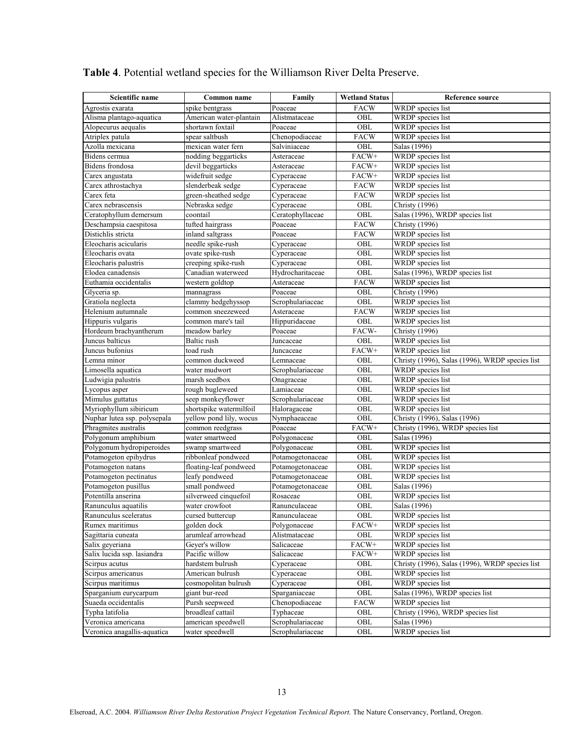**Table 4**. Potential wetland species for the Williamson River Delta Preserve.

| Scientific name | Common name | Family | Wetland Status | Reference source |
|---|---|---|---|---|
| Agrostis exarata | spike bentgrass | Poaceae | FACW | WRDP species list |
| Alisma plantago-aquatica | American water-plantain | Alistmataceae | OBL | WRDP species list |
| Alopecurus aequalis | shortawn foxtail | Poaceae | OBL | WRDP species list |
| Atriplex patula | spear saltbush | Chenopodiaceae | FACW | WRDP species list |
| Azolla mexicana | mexican water fern | Salviniaceae | OBL | Salas (1996) |
| Bidens cermua | nodding beggarticks | Asteraceae | FACW+ | WRDP species list |
| Bidens frondosa | devil beggarticks | Asteraceae | FACW+ | WRDP species list |
| Carex angustata | widefruit sedge | Cyperaceae | FACW+ | WRDP species list |
| Carex athrostachya | slenderbeak sedge | Cyperaceae | FACW | WRDP species list |
| Carex feta | green-sheathed sedge | Cyperaceae | FACW | WRDP species list |
| Carex nebrascensis | Nebraska sedge | Cyperaceae | OBL | Christy (1996) |
| Ceratophyllum demersum | coontail | Ceratophyllaceae | OBL | Salas (1996), WRDP species list |
| Deschampsia caespitosa | tufted hairgrass | Poaceae | FACW | Christy (1996) |
| Distichlis stricta | inland saltgrass | Poaceae | FACW | WRDP species list |
| Eleocharis acicularis | needle spike-rush | Cyperaceae | OBL | WRDP species list |
| Eleocharis ovata | ovate spike-rush | Cyperaceae | OBL | WRDP species list |
| Eleocharis palustris | creeping spike-rush | Cyperaceae | OBL | WRDP species list |
| Elodea canadensis | Canadian waterweed | Hydrocharitaceae | OBL | Salas (1996), WRDP species list |
| Euthamia occidentalis | western goldtop | Asteraceae | FACW | WRDP species list |
| Glyceria sp. | mannagrass | Poaceae | OBL | Christy (1996) |
| Gratiola neglecta | clammy hedgehyssop | Scrophulariaceae | OBL | WRDP species list |
| Helenium autumnale | common sneezeweed | Asteraceae | FACW | WRDP species list |
| Hippuris vulgaris | common mare's tail | Hippuridaceae | OBL | WRDP species list |
| Hordeum brachyantherum | meadow barley | Poaceae | FACW- | Christy (1996) |
| Juncus balticus | Baltic rush | Juncaceae | OBL | WRDP species list |
| Juncus bufonius | toad rush | Juncaceae | FACW+ | WRDP species list |
| Lemna minor | common duckweed | Lemnaceae | OBL | Christy (1996), Salas (1996), WRDP species list |
| Limosella aquatica | water mudwort | Scrophulariaceae | OBL | WRDP species list |
| Ludwigia palustris | marsh seedbox | Onagraceae | OBL | WRDP species list |
| Lycopus asper | rough bugleweed | Lamiaceae | OBL | WRDP species list |
| Mimulus guttatus | seep monkeyflower | Scrophulariaceae | OBL | WRDP species list |
| Myriophyllum sibiricum | shortspike watermilfoil | Haloragaceae | OBL | WRDP species list |
| Nuphar lutea ssp. polysepala | yellow pond lily, wocus | Nymphaeaceae | OBL | Christy (1996), Salas (1996) |
| Phragmites australis | common reedgrass | Poaceae | FACW+ | Christy (1996), WRDP species list |
| Polygonum amphibium | water smartweed | Polygonaceae | OBL | Salas (1996) |
| Polygonum hydropiperoides | swamp smartweed | Polygonaceae | OBL | WRDP species list |
| Potamogeton epihydrus | ribbonleaf pondweed | Potamogetonaceae | OBL | WRDP species list |
| Potamogeton natans | floating-leaf pondweed | Potamogetonaceae | OBL | WRDP species list |
| Potamogeton pectinatus | leafy pondweed | Potamogetonaceae | OBL | WRDP species list |
| Potamogeton pusillus | small pondweed | Potamogetonaceae | OBL | Salas (1996) |
| Potentilla anserina | silverweed cinquefoil | Rosaceae | OBL | WRDP species list |
| Ranunculus aquatilis | water crowfoot | Ranunculaceae | OBL | Salas (1996) |
| Ranunculus sceleratus | cursed buttercup | Ranunculaceae | OBL | WRDP species list |
| Rumex maritimus | golden dock | Polygonaceae | FACW+ | WRDP species list |
| Sagittaria cuneata | arumleaf arrowhead | Alistmataceae | OBL | WRDP species list |
| Salix geyeriana | Geyer's willow | Salicaceae | FACW+ | WRDP species list |
| Salix lucida ssp. lasiandra | Pacific willow | Salicaceae | FACW+ | WRDP species list |
| Scirpus acutus | hardstem bulrush | Cyperaceae | OBL | Christy (1996), Salas (1996), WRDP species list |
| Scirpus americanus | American bulrush | Cyperaceae | OBL | WRDP species list |
| Scirpus maritimus | cosmopolitan bulrush | Cyperaceae | OBL | WRDP species list |
| Sparganium eurycarpum | giant bur-reed | Sparganiaceae | OBL | Salas (1996), WRDP species list |
| Suaeda occidentalis | Pursh seepweed | Chenopodiaceae | FACW | WRDP species list |
| Typha latifolia | broadleaf cattail | Typhaceae | OBL | Christy (1996), WRDP species list |
| Veronica americana | american speedwell | Scrophulariaceae | OBL | Salas (1996) |
| Veronica anagallis-aquatica | water speedwell | Scrophulariaceae | OBL | WRDP species list |

Elseroad, A.C. 2004. *Williamson River Delta Restoration Project Vegetation Technical Report.* The Nature Conservancy, Portland, Oregon.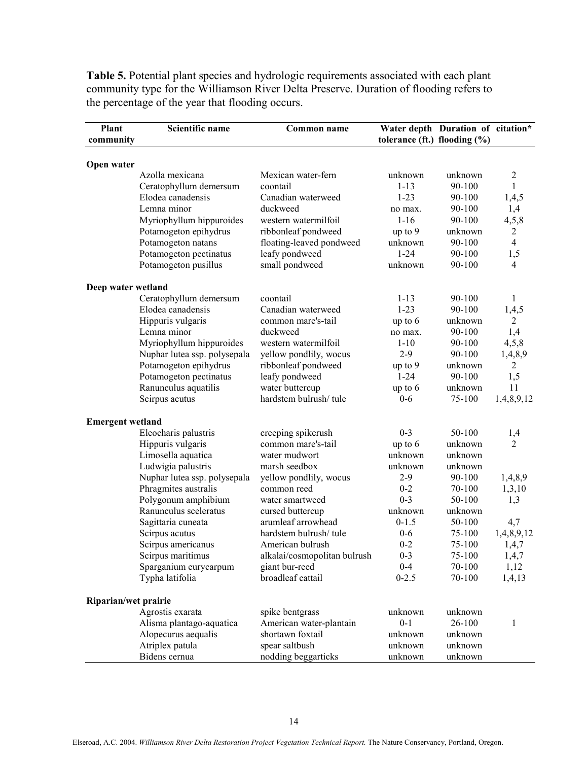**Table 5.** Potential plant species and hydrologic requirements associated with each plant community type for the Williamson River Delta Preserve. Duration of flooding refers to the percentage of the year that flooding occurs.

| Plant community | Scientific name | Common name | Water depth tolerance (ft.) | Duration of flooding (%) | citation* |
|---|---|---|---|---|---|
| **Open water** | | | | | |
| | Azolla mexicana | Mexican water-fern | unknown | unknown | 2 |
| | Ceratophyllum demersum | coontail | 1-13 | 90-100 | 1 |
| | Elodea canadensis | Canadian waterweed | 1-23 | 90-100 | 1,4,5 |
| | Lemna minor | duckweed | no max. | 90-100 | 1,4 |
| | Myriophyllum hippuroides | western watermilfoil | 1-16 | 90-100 | 4,5,8 |
| | Potamogeton epihydrus | ribbonleaf pondweed | up to 9 | unknown | 2 |
| | Potamogeton natans | floating-leaved pondweed | unknown | 90-100 | 4 |
| | Potamogeton pectinatus | leafy pondweed | 1-24 | 90-100 | 1,5 |
| | Potamogeton pusillus | small pondweed | unknown | 90-100 | 4 |
| **Deep water wetland** | | | | | |
| | Ceratophyllum demersum | coontail | 1-13 | 90-100 | 1 |
| | Elodea canadensis | Canadian waterweed | 1-23 | 90-100 | 1,4,5 |
| | Hippuris vulgaris | common mare's-tail | up to 6 | unknown | 2 |
| | Lemna minor | duckweed | no max. | 90-100 | 1,4 |
| | Myriophyllum hippuroides | western watermilfoil | 1-10 | 90-100 | 4,5,8 |
| | Nuphar lutea ssp. polysepala | yellow pondlily, wocus | 2-9 | 90-100 | 1,4,8,9 |
| | Potamogeton epihydrus | ribbonleaf pondweed | up to 9 | unknown | 2 |
| | Potamogeton pectinatus | leafy pondweed | 1-24 | 90-100 | 1,5 |
| | Ranunculus aquatilis | water buttercup | up to 6 | unknown | 11 |
| | Scirpus acutus | hardstem bulrush/ tule | 0-6 | 75-100 | 1,4,8,9,12 |
| **Emergent wetland** | | | | | |
| | Eleocharis palustris | creeping spikerush | 0-3 | 50-100 | 1,4 |
| | Hippuris vulgaris | common mare's-tail | up to 6 | unknown | 2 |
| | Limosella aquatica | water mudwort | unknown | unknown | |
| | Ludwigia palustris | marsh seedbox | unknown | unknown | |
| | Nuphar lutea ssp. polysepala | yellow pondlily, wocus | 2-9 | 90-100 | 1,4,8,9 |
| | Phragmites australis | common reed | 0-2 | 70-100 | 1,3,10 |
| | Polygonum amphibium | water smartweed | 0-3 | 50-100 | 1,3 |
| | Ranunculus sceleratus | cursed buttercup | unknown | unknown | |
| | Sagittaria cuneata | arumleaf arrowhead | 0-1.5 | 50-100 | 4,7 |
| | Scirpus acutus | hardstem bulrush/ tule | 0-6 | 75-100 | 1,4,8,9,12 |
| | Scirpus americanus | American bulrush | 0-2 | 75-100 | 1,4,7 |
| | Scirpus maritimus | alkalai/cosmopolitan bulrush | 0-3 | 75-100 | 1,4,7 |
| | Sparganium eurycarpum | giant bur-reed | 0-4 | 70-100 | 1,12 |
| | Typha latifolia | broadleaf cattail | 0-2.5 | 70-100 | 1,4,13 |
| **Riparian/wet prairie** | | | | | |
| | Agrostis exarata | spike bentgrass | unknown | unknown | |
| | Alisma plantago-aquatica | American water-plantain | 0-1 | 26-100 | 1 |
| | Alopecurus aequalis | shortawn foxtail | unknown | unknown | |
| | Atriplex patula | spear saltbush | unknown | unknown | |
| | Bidens cernua | nodding beggarticks | unknown | unknown | |

Elseroad, A.C. 2004. *Williamson River Delta Restoration Project Vegetation Technical Report.* The Nature Conservancy, Portland, Oregon.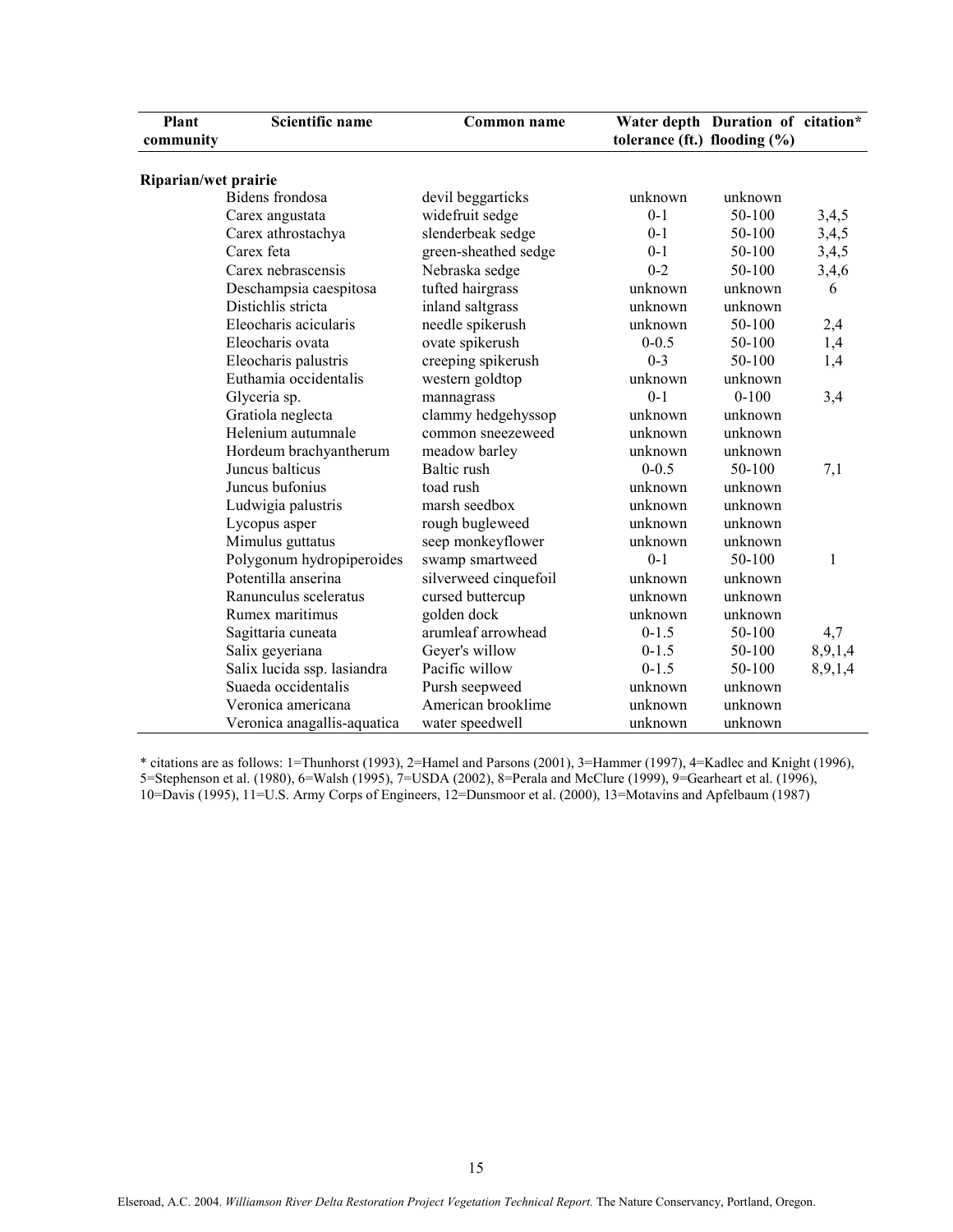| Plant community | Scientific name | Common name | Water depth tolerance (ft.) | Duration of flooding (%) | citation* |
|---|---|---|---|---|---|
| **Riparian/wet prairie** | | | | | |
| | Bidens frondosa | devil beggarticks | unknown | unknown | |
| | Carex angustata | widefruit sedge | 0-1 | 50-100 | 3,4,5 |
| | Carex athrostachya | slenderbeak sedge | 0-1 | 50-100 | 3,4,5 |
| | Carex feta | green-sheathed sedge | 0-1 | 50-100 | 3,4,5 |
| | Carex nebrascensis | Nebraska sedge | 0-2 | 50-100 | 3,4,6 |
| | Deschampsia caespitosa | tufted hairgrass | unknown | unknown | 6 |
| | Distichlis stricta | inland saltgrass | unknown | unknown | |
| | Eleocharis acicularis | needle spikerush | unknown | 50-100 | 2,4 |
| | Eleocharis ovata | ovate spikerush | 0-0.5 | 50-100 | 1,4 |
| | Eleocharis palustris | creeping spikerush | 0-3 | 50-100 | 1,4 |
| | Euthamia occidentalis | western goldtop | unknown | unknown | |
| | Glyceria sp. | mannagrass | 0-1 | 0-100 | 3,4 |
| | Gratiola neglecta | clammy hedgehyssop | unknown | unknown | |
| | Helenium autumnale | common sneezeweed | unknown | unknown | |
| | Hordeum brachyantherum | meadow barley | unknown | unknown | |
| | Juncus balticus | Baltic rush | 0-0.5 | 50-100 | 7,1 |
| | Juncus bufonius | toad rush | unknown | unknown | |
| | Ludwigia palustris | marsh seedbox | unknown | unknown | |
| | Lycopus asper | rough bugleweed | unknown | unknown | |
| | Mimulus guttatus | seep monkeyflower | unknown | unknown | |
| | Polygonum hydropiperoides | swamp smartweed | 0-1 | 50-100 | 1 |
| | Potentilla anserina | silverweed cinquefoil | unknown | unknown | |
| | Ranunculus sceleratus | cursed buttercup | unknown | unknown | |
| | Rumex maritimus | golden dock | unknown | unknown | |
| | Sagittaria cuneata | arumleaf arrowhead | 0-1.5 | 50-100 | 4,7 |
| | Salix geyeriana | Geyer's willow | 0-1.5 | 50-100 | 8,9,1,4 |
| | Salix lucida ssp. lasiandra | Pacific willow | 0-1.5 | 50-100 | 8,9,1,4 |
| | Suaeda occidentalis | Pursh seepweed | unknown | unknown | |
| | Veronica americana | American brooklime | unknown | unknown | |
| | Veronica anagallis-aquatica | water speedwell | unknown | unknown | |

* citations are as follows: 1=Thunhorst (1993), 2=Hamel and Parsons (2001), 3=Hammer (1997), 4=Kadlec and Knight (1996), 5=Stephenson et al. (1980), 6=Walsh (1995), 7=USDA (2002), 8=Perala and McClure (1999), 9=Gearheart et al. (1996), 10=Davis (1995), 11=U.S. Army Corps of Engineers, 12=Dunsmoor et al. (2000), 13=Motavins and Apfelbaum (1987)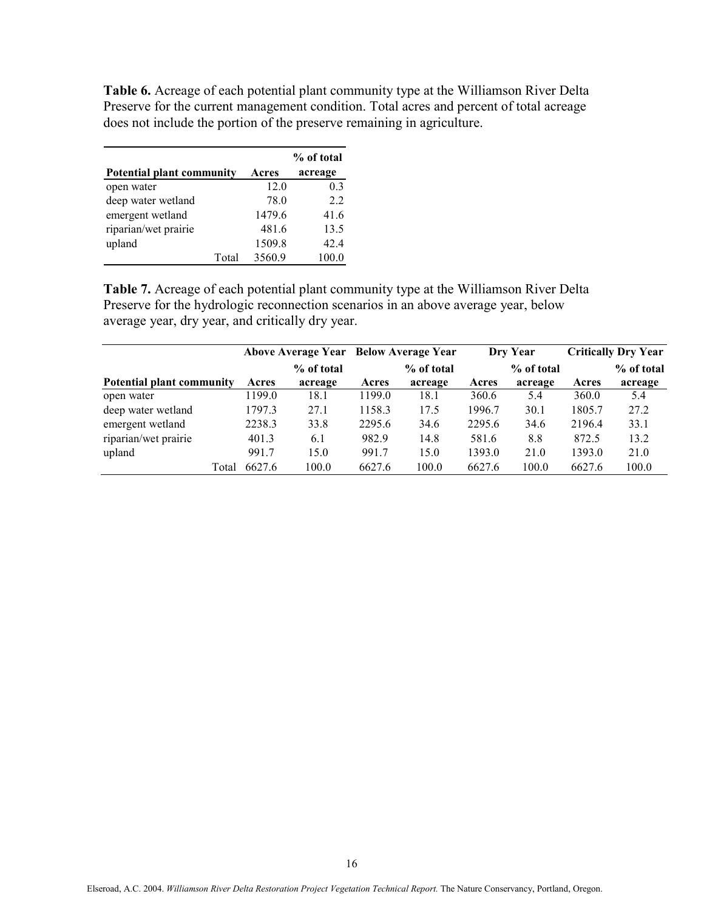**Table 6.** Acreage of each potential plant community type at the Williamson River Delta Preserve for the current management condition. Total acres and percent of total acreage does not include the portion of the preserve remaining in agriculture.

| Potential plant community | Acres | % of total acreage |
|---|---|---|
| open water | 12.0 | 0.3 |
| deep water wetland | 78.0 | 2.2 |
| emergent wetland | 1479.6 | 41.6 |
| riparian/wet prairie | 481.6 | 13.5 |
| upland | 1509.8 | 42.4 |
| Total | 3560.9 | 100.0 |

**Table 7.** Acreage of each potential plant community type at the Williamson River Delta Preserve for the hydrologic reconnection scenarios in an above average year, below average year, dry year, and critically dry year.

| | Above Average Year | | Below Average Year | | Dry Year | | Critically Dry Year | |
|---|---|---|---|---|---|---|---|---|
| Potential plant community | Acres | % of total acreage | Acres | % of total acreage | Acres | % of total acreage | Acres | % of total acreage |
| open water | 1199.0 | 18.1 | 1199.0 | 18.1 | 360.6 | 5.4 | 360.0 | 5.4 |
| deep water wetland | 1797.3 | 27.1 | 1158.3 | 17.5 | 1996.7 | 30.1 | 1805.7 | 27.2 |
| emergent wetland | 2238.3 | 33.8 | 2295.6 | 34.6 | 2295.6 | 34.6 | 2196.4 | 33.1 |
| riparian/wet prairie | 401.3 | 6.1 | 982.9 | 14.8 | 581.6 | 8.8 | 872.5 | 13.2 |
| upland | 991.7 | 15.0 | 991.7 | 15.0 | 1393.0 | 21.0 | 1393.0 | 21.0 |
| Total | 6627.6 | 100.0 | 6627.6 | 100.0 | 6627.6 | 100.0 | 6627.6 | 100.0 |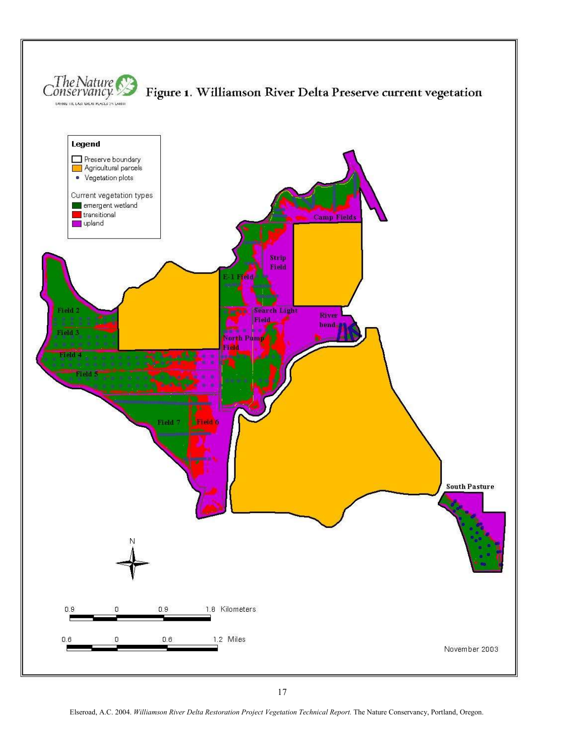# Figure 1. Williamson River Delta Preserve current vegetation

**Legend**

- Preserve boundary
- Agricultural parcels
- Vegetation plots

Current vegetation types

- emergent wetland
- transitional
- upland

Camp Fields

Strip Field

E-1 Field

Search Light Field

River bend

North Pump Field

Field 2

Field 3

Field 4

Field 5

Field 7

Field 6

South Pasture

N

0.9 0 0.9 1.8 Kilometers

0.6 0 0.6 1.2 Miles

November 2003

Elseroad, A.C. 2004. *Williamson River Delta Restoration Project Vegetation Technical Report.* The Nature Conservancy, Portland, Oregon.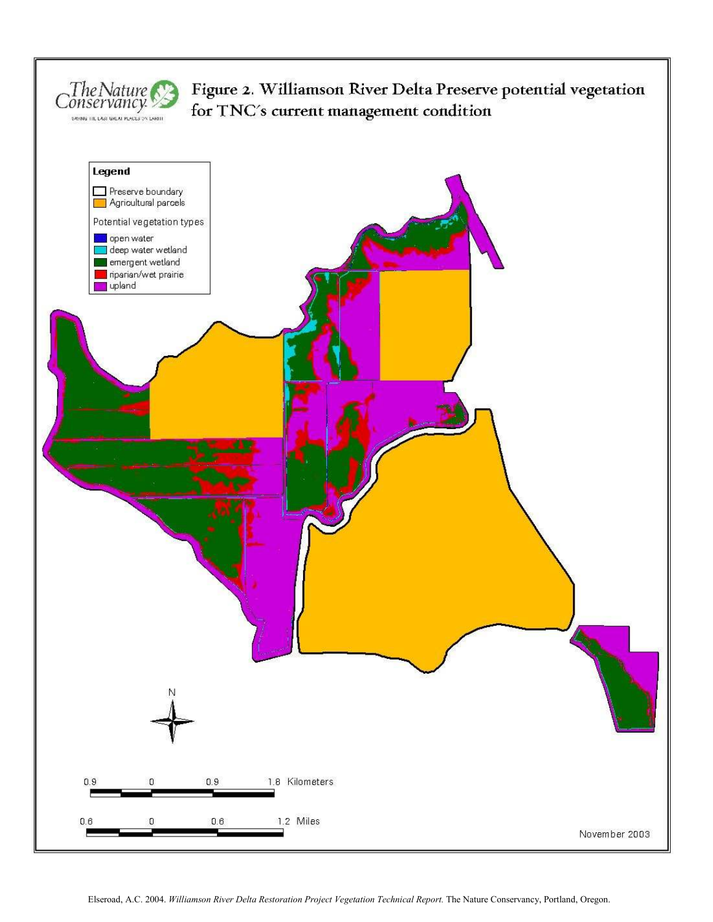# Figure 2. Williamson River Delta Preserve potential vegetation for TNC's current management condition

**Legend**

- Preserve boundary
- Agricultural parcels

Potential vegetation types

- open water
- deep water wetland
- emergent wetland
- riparian/wet prairie
- upland

November 2003

Elseroad, A.C. 2004. *Williamson River Delta Restoration Project Vegetation Technical Report.* The Nature Conservancy, Portland, Oregon.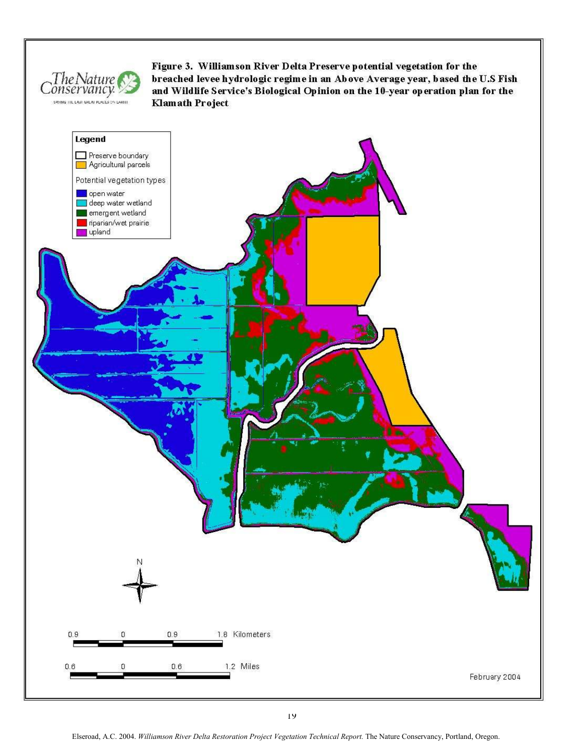**Figure 3. Williamson River Delta Preserve potential vegetation for the breached levee hydrologic regime in an Above Average year, based the U.S Fish and Wildlife Service's Biological Opinion on the 10-year operation plan for the Klamath Project**

Elseroad, A.C. 2004. *Williamson River Delta Restoration Project Vegetation Technical Report.* The Nature Conservancy, Portland, Oregon.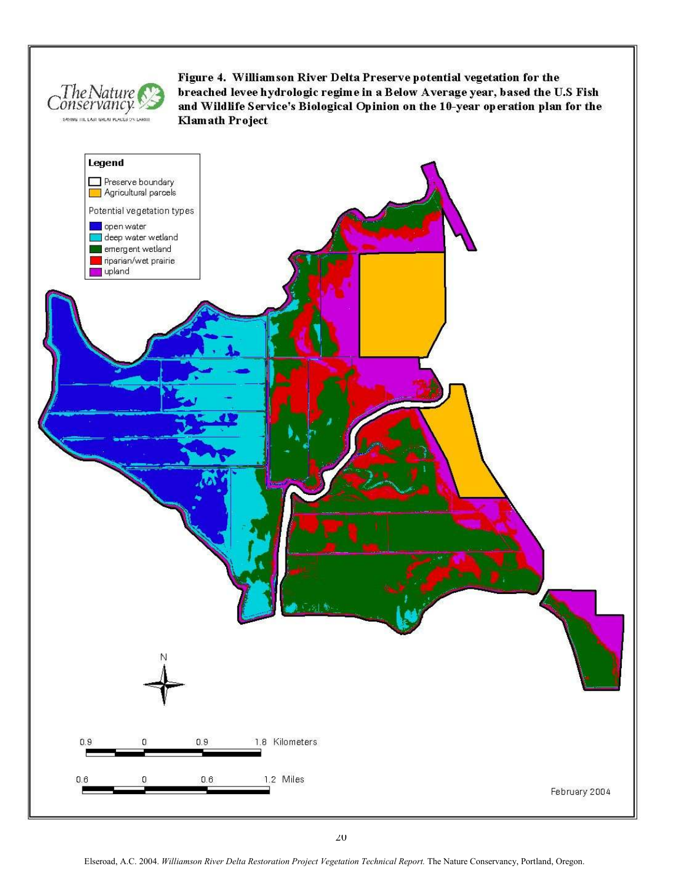**Figure 4. Williamson River Delta Preserve potential vegetation for the breached levee hydrologic regime in a Below Average year, based the U.S Fish and Wildlife Service's Biological Opinion on the 10-year operation plan for the Klamath Project**

**Legend**

- Preserve boundary
- Agricultural parcels

Potential vegetation types

- open water
- deep water wetland
- emergent wetland
- riparian/wet prairie
- upland

0.9 0 0.9 1.8 Kilometers

0.6 0 0.6 1.2 Miles

February 2004

Elseroad, A.C. 2004. *Williamson River Delta Restoration Project Vegetation Technical Report.* The Nature Conservancy, Portland, Oregon.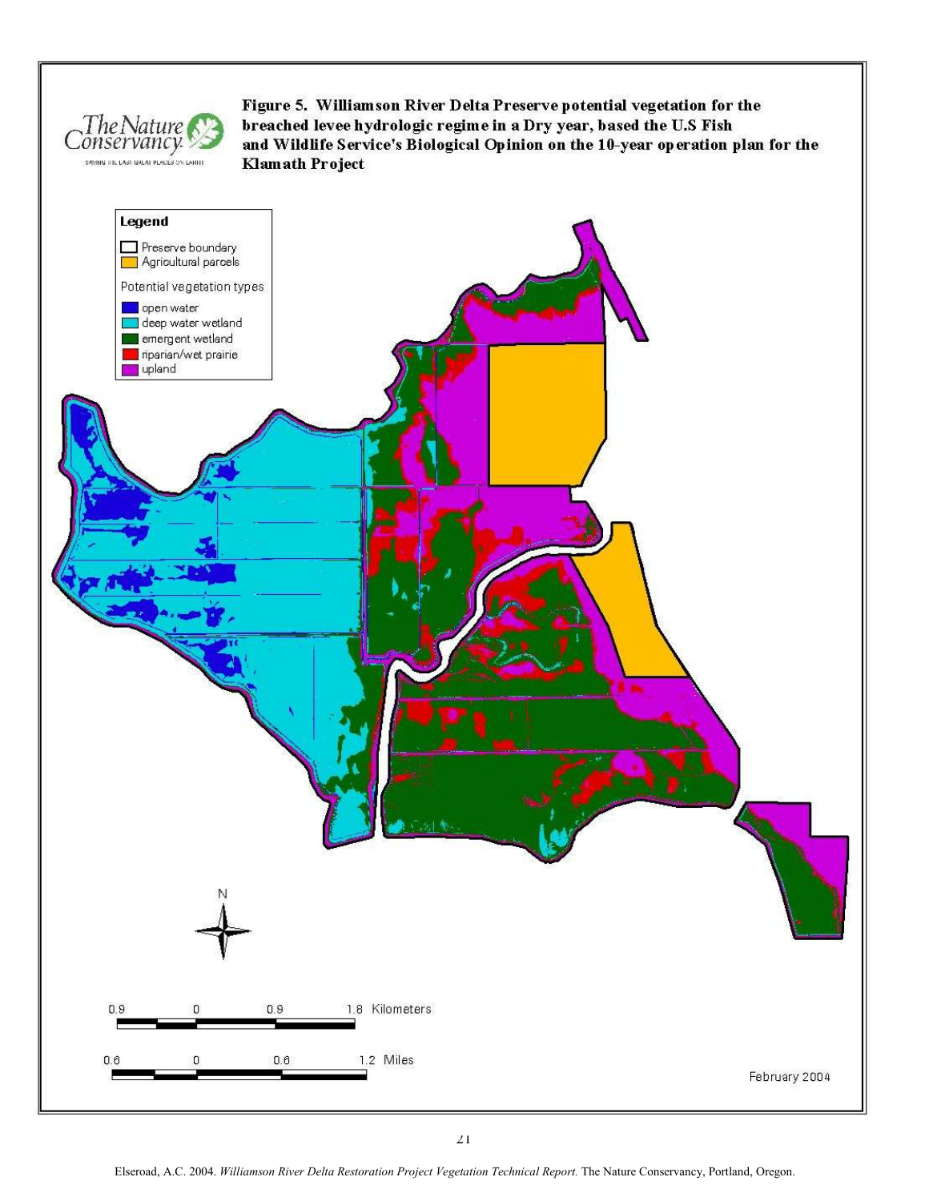**Figure 5. Williamson River Delta Preserve potential vegetation for the breached levee hydrologic regime in a Dry year, based the U.S Fish and Wildlife Service's Biological Opinion on the 10-year operation plan for the Klamath Project**

Legend

- Preserve boundary
- Agricultural parcels

Potential vegetation types

- open water
- deep water wetland
- emergent wetland
- riparian/wet prairie
- upland

0.9 0 0.9 1.8 Kilometers

0.6 0 0.6 1.2 Miles

February 2004

Elseroad, A.C. 2004. *Williamson River Delta Restoration Project Vegetation Technical Report.* The Nature Conservancy, Portland, Oregon.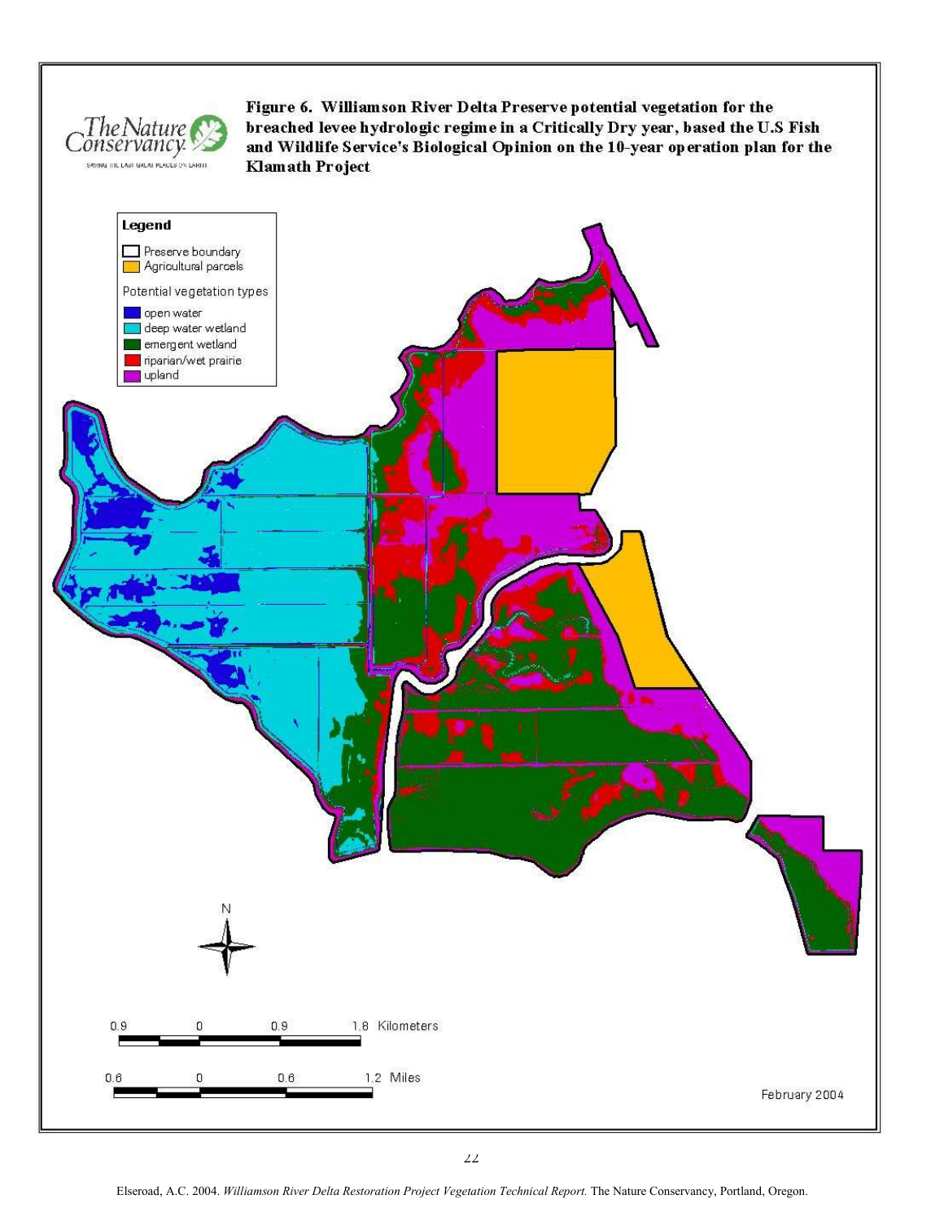The Nature Conservancy

SAVING THE LAST GREAT PLACES ON EARTH

**Figure 6. Williamson River Delta Preserve potential vegetation for the breached levee hydrologic regime in a Critically Dry year, based the U.S Fish and Wildlife Service's Biological Opinion on the 10-year operation plan for the Klamath Project**

**Legend**

Preserve boundary

Agricultural parcels

Potential vegetation types

open water

deep water wetland

emergent wetland

riparian/wet prairie

upland

N

0.9 0 0.9 1.8 Kilometers

0.6 0 0.6 1.2 Miles

February 2004

Elseroad, A.C. 2004. *Williamson River Delta Restoration Project Vegetation Technical Report.* The Nature Conservancy, Portland, Oregon.